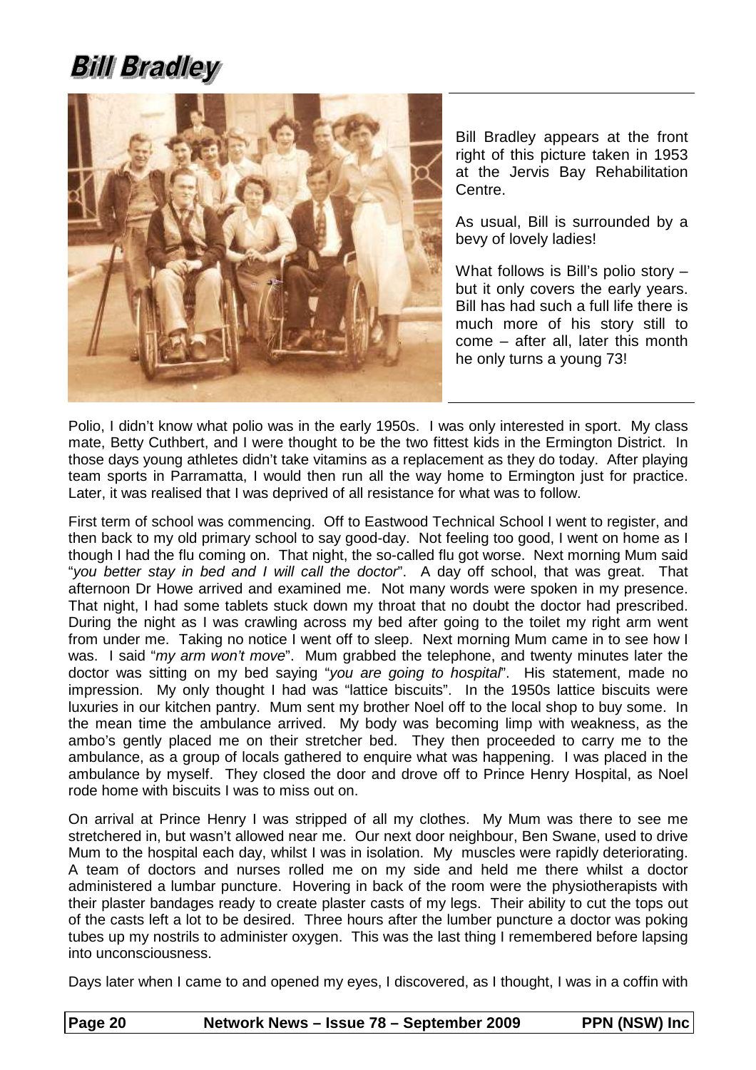# Bill Bradley

Bill Bradley appears at the front right of this picture taken in 1953 at the Jervis Bay Rehabilitation Centre.

As usual, Bill is surrounded by a bevy of lovely ladies!

What follows is Bill's polio story – but it only covers the early years. Bill has had such a full life there is much more of his story still to come – after all, later this month he only turns a young 73!

Polio, I didn't know what polio was in the early 1950s. I was only interested in sport. My class mate, Betty Cuthbert, and I were thought to be the two fittest kids in the Ermington District. In those days young athletes didn't take vitamins as a replacement as they do today. After playing team sports in Parramatta, I would then run all the way home to Ermington just for practice. Later, it was realised that I was deprived of all resistance for what was to follow.

First term of school was commencing. Off to Eastwood Technical School I went to register, and then back to my old primary school to say good-day. Not feeling too good, I went on home as I though I had the flu coming on. That night, the so-called flu got worse. Next morning Mum said "*you better stay in bed and I will call the doctor*". A day off school, that was great. That afternoon Dr Howe arrived and examined me. Not many words were spoken in my presence. That night, I had some tablets stuck down my throat that no doubt the doctor had prescribed. During the night as I was crawling across my bed after going to the toilet my right arm went from under me. Taking no notice I went off to sleep. Next morning Mum came in to see how I was. I said "*my arm won't move*". Mum grabbed the telephone, and twenty minutes later the doctor was sitting on my bed saying "*you are going to hospital*". His statement, made no impression. My only thought I had was "lattice biscuits". In the 1950s lattice biscuits were luxuries in our kitchen pantry. Mum sent my brother Noel off to the local shop to buy some. In the mean time the ambulance arrived. My body was becoming limp with weakness, as the ambo's gently placed me on their stretcher bed. They then proceeded to carry me to the ambulance, as a group of locals gathered to enquire what was happening. I was placed in the ambulance by myself. They closed the door and drove off to Prince Henry Hospital, as Noel rode home with biscuits I was to miss out on.

On arrival at Prince Henry I was stripped of all my clothes. My Mum was there to see me stretchered in, but wasn't allowed near me. Our next door neighbour, Ben Swane, used to drive Mum to the hospital each day, whilst I was in isolation. My muscles were rapidly deteriorating. A team of doctors and nurses rolled me on my side and held me there whilst a doctor administered a lumbar puncture. Hovering in back of the room were the physiotherapists with their plaster bandages ready to create plaster casts of my legs. Their ability to cut the tops out of the casts left a lot to be desired. Three hours after the lumber puncture a doctor was poking tubes up my nostrils to administer oxygen. This was the last thing I remembered before lapsing into unconsciousness.

Days later when I came to and opened my eyes, I discovered, as I thought, I was in a coffin with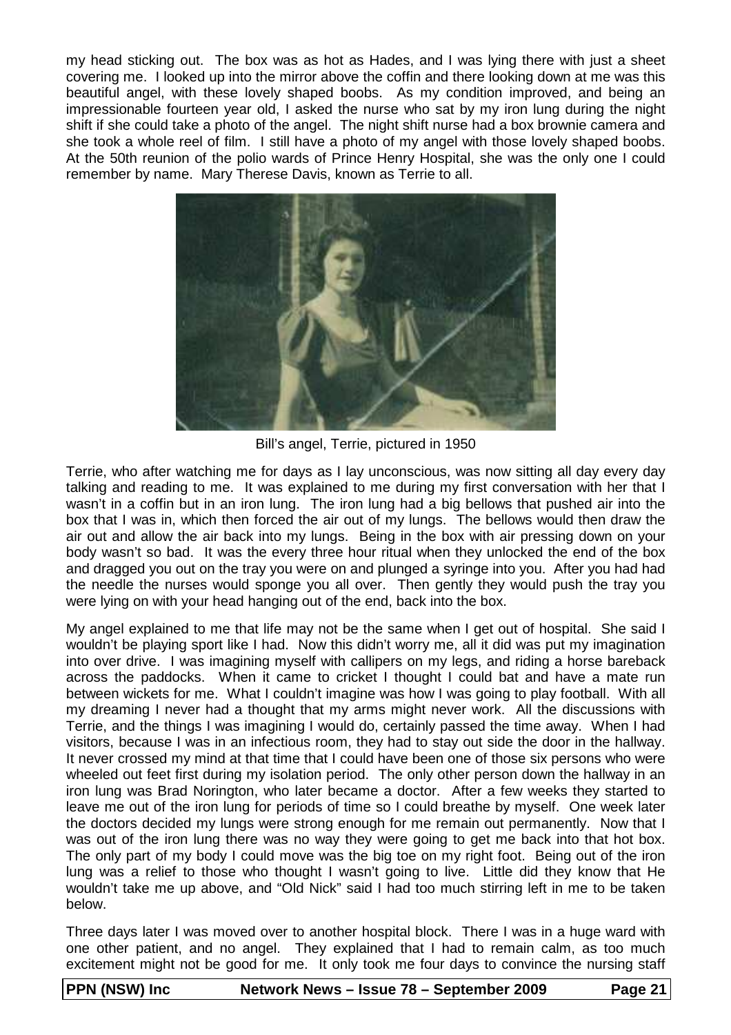my head sticking out. The box was as hot as Hades, and I was lying there with just a sheet covering me. I looked up into the mirror above the coffin and there looking down at me was this beautiful angel, with these lovely shaped boobs. As my condition improved, and being an impressionable fourteen year old, I asked the nurse who sat by my iron lung during the night shift if she could take a photo of the angel. The night shift nurse had a box brownie camera and she took a whole reel of film. I still have a photo of my angel with those lovely shaped boobs. At the 50th reunion of the polio wards of Prince Henry Hospital, she was the only one I could remember by name. Mary Therese Davis, known as Terrie to all.

Bill's angel, Terrie, pictured in 1950

Terrie, who after watching me for days as I lay unconscious, was now sitting all day every day talking and reading to me. It was explained to me during my first conversation with her that I wasn't in a coffin but in an iron lung. The iron lung had a big bellows that pushed air into the box that I was in, which then forced the air out of my lungs. The bellows would then draw the air out and allow the air back into my lungs. Being in the box with air pressing down on your body wasn't so bad. It was the every three hour ritual when they unlocked the end of the box and dragged you out on the tray you were on and plunged a syringe into you. After you had had the needle the nurses would sponge you all over. Then gently they would push the tray you were lying on with your head hanging out of the end, back into the box.

My angel explained to me that life may not be the same when I get out of hospital. She said I wouldn't be playing sport like I had. Now this didn't worry me, all it did was put my imagination into over drive. I was imagining myself with callipers on my legs, and riding a horse bareback across the paddocks. When it came to cricket I thought I could bat and have a mate run between wickets for me. What I couldn't imagine was how I was going to play football. With all my dreaming I never had a thought that my arms might never work. All the discussions with Terrie, and the things I was imagining I would do, certainly passed the time away. When I had visitors, because I was in an infectious room, they had to stay out side the door in the hallway. It never crossed my mind at that time that I could have been one of those six persons who were wheeled out feet first during my isolation period. The only other person down the hallway in an iron lung was Brad Norington, who later became a doctor. After a few weeks they started to leave me out of the iron lung for periods of time so I could breathe by myself. One week later the doctors decided my lungs were strong enough for me remain out permanently. Now that I was out of the iron lung there was no way they were going to get me back into that hot box. The only part of my body I could move was the big toe on my right foot. Being out of the iron lung was a relief to those who thought I wasn't going to live. Little did they know that He wouldn't take me up above, and "Old Nick" said I had too much stirring left in me to be taken below.

Three days later I was moved over to another hospital block. There I was in a huge ward with one other patient, and no angel. They explained that I had to remain calm, as too much excitement might not be good for me. It only took me four days to convince the nursing staff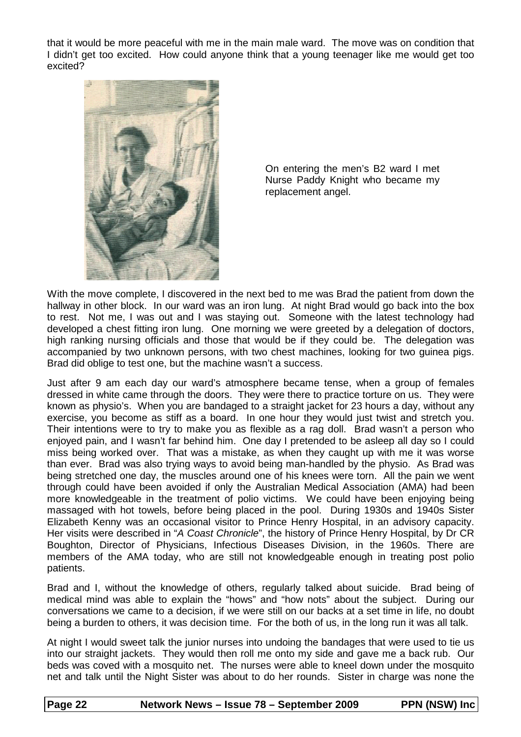that it would be more peaceful with me in the main male ward. The move was on condition that I didn't get too excited. How could anyone think that a young teenager like me would get too excited?

On entering the men's B2 ward I met Nurse Paddy Knight who became my replacement angel.

With the move complete, I discovered in the next bed to me was Brad the patient from down the hallway in other block. In our ward was an iron lung. At night Brad would go back into the box to rest. Not me, I was out and I was staying out. Someone with the latest technology had developed a chest fitting iron lung. One morning we were greeted by a delegation of doctors, high ranking nursing officials and those that would be if they could be. The delegation was accompanied by two unknown persons, with two chest machines, looking for two guinea pigs. Brad did oblige to test one, but the machine wasn't a success.

Just after 9 am each day our ward's atmosphere became tense, when a group of females dressed in white came through the doors. They were there to practice torture on us. They were known as physio's. When you are bandaged to a straight jacket for 23 hours a day, without any exercise, you become as stiff as a board. In one hour they would just twist and stretch you. Their intentions were to try to make you as flexible as a rag doll. Brad wasn't a person who enjoyed pain, and I wasn't far behind him. One day I pretended to be asleep all day so I could miss being worked over. That was a mistake, as when they caught up with me it was worse than ever. Brad was also trying ways to avoid being man-handled by the physio. As Brad was being stretched one day, the muscles around one of his knees were torn. All the pain we went through could have been avoided if only the Australian Medical Association (AMA) had been more knowledgeable in the treatment of polio victims. We could have been enjoying being massaged with hot towels, before being placed in the pool. During 1930s and 1940s Sister Elizabeth Kenny was an occasional visitor to Prince Henry Hospital, in an advisory capacity. Her visits were described in "*A Coast Chronicle*", the history of Prince Henry Hospital, by Dr CR Boughton, Director of Physicians, Infectious Diseases Division, in the 1960s. There are members of the AMA today, who are still not knowledgeable enough in treating post polio patients.

Brad and I, without the knowledge of others, regularly talked about suicide. Brad being of medical mind was able to explain the "hows" and "how nots" about the subject. During our conversations we came to a decision, if we were still on our backs at a set time in life, no doubt being a burden to others, it was decision time. For the both of us, in the long run it was all talk.

At night I would sweet talk the junior nurses into undoing the bandages that were used to tie us into our straight jackets. They would then roll me onto my side and gave me a back rub. Our beds was coved with a mosquito net. The nurses were able to kneel down under the mosquito net and talk until the Night Sister was about to do her rounds. Sister in charge was none the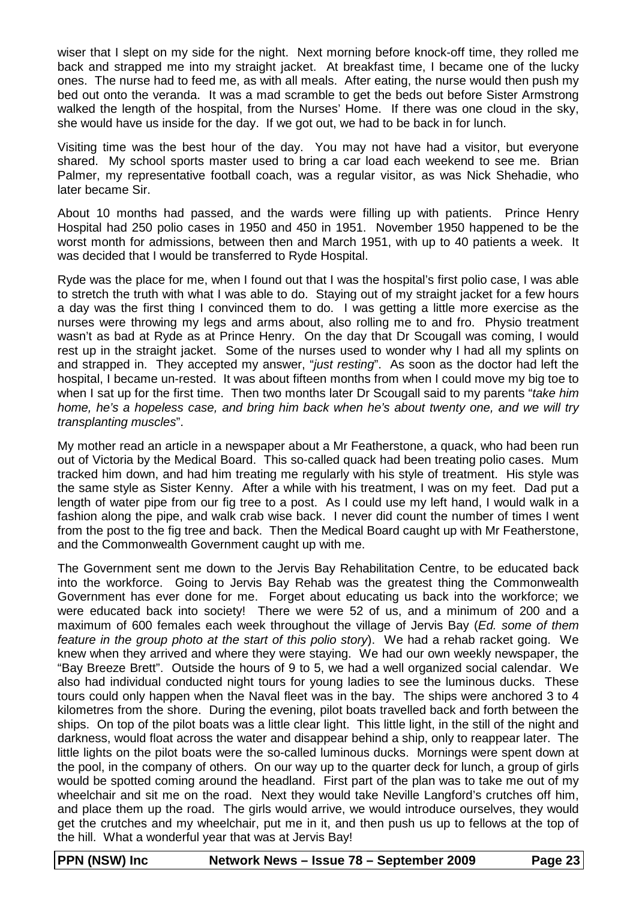wiser that I slept on my side for the night. Next morning before knock-off time, they rolled me back and strapped me into my straight jacket. At breakfast time, I became one of the lucky ones. The nurse had to feed me, as with all meals. After eating, the nurse would then push my bed out onto the veranda. It was a mad scramble to get the beds out before Sister Armstrong walked the length of the hospital, from the Nurses' Home. If there was one cloud in the sky, she would have us inside for the day. If we got out, we had to be back in for lunch.

Visiting time was the best hour of the day. You may not have had a visitor, but everyone shared. My school sports master used to bring a car load each weekend to see me. Brian Palmer, my representative football coach, was a regular visitor, as was Nick Shehadie, who later became Sir.

About 10 months had passed, and the wards were filling up with patients. Prince Henry Hospital had 250 polio cases in 1950 and 450 in 1951. November 1950 happened to be the worst month for admissions, between then and March 1951, with up to 40 patients a week. It was decided that I would be transferred to Ryde Hospital.

Ryde was the place for me, when I found out that I was the hospital's first polio case, I was able to stretch the truth with what I was able to do. Staying out of my straight jacket for a few hours a day was the first thing I convinced them to do. I was getting a little more exercise as the nurses were throwing my legs and arms about, also rolling me to and fro. Physio treatment wasn't as bad at Ryde as at Prince Henry. On the day that Dr Scougall was coming, I would rest up in the straight jacket. Some of the nurses used to wonder why I had all my splints on and strapped in. They accepted my answer, "*just resting*". As soon as the doctor had left the hospital, I became un-rested. It was about fifteen months from when I could move my big toe to when I sat up for the first time. Then two months later Dr Scougall said to my parents "*take him home, he's a hopeless case, and bring him back when he's about twenty one, and we will try transplanting muscles*".

My mother read an article in a newspaper about a Mr Featherstone, a quack, who had been run out of Victoria by the Medical Board. This so-called quack had been treating polio cases. Mum tracked him down, and had him treating me regularly with his style of treatment. His style was the same style as Sister Kenny. After a while with his treatment, I was on my feet. Dad put a length of water pipe from our fig tree to a post. As I could use my left hand, I would walk in a fashion along the pipe, and walk crab wise back. I never did count the number of times I went from the post to the fig tree and back. Then the Medical Board caught up with Mr Featherstone, and the Commonwealth Government caught up with me.

The Government sent me down to the Jervis Bay Rehabilitation Centre, to be educated back into the workforce. Going to Jervis Bay Rehab was the greatest thing the Commonwealth Government has ever done for me. Forget about educating us back into the workforce; we were educated back into society! There we were 52 of us, and a minimum of 200 and a maximum of 600 females each week throughout the village of Jervis Bay (*Ed. some of them feature in the group photo at the start of this polio story*). We had a rehab racket going. We knew when they arrived and where they were staying. We had our own weekly newspaper, the "Bay Breeze Brett". Outside the hours of 9 to 5, we had a well organized social calendar. We also had individual conducted night tours for young ladies to see the luminous ducks. These tours could only happen when the Naval fleet was in the bay. The ships were anchored 3 to 4 kilometres from the shore. During the evening, pilot boats travelled back and forth between the ships. On top of the pilot boats was a little clear light. This little light, in the still of the night and darkness, would float across the water and disappear behind a ship, only to reappear later. The little lights on the pilot boats were the so-called luminous ducks. Mornings were spent down at the pool, in the company of others. On our way up to the quarter deck for lunch, a group of girls would be spotted coming around the headland. First part of the plan was to take me out of my wheelchair and sit me on the road. Next they would take Neville Langford's crutches off him, and place them up the road. The girls would arrive, we would introduce ourselves, they would get the crutches and my wheelchair, put me in it, and then push us up to fellows at the top of the hill. What a wonderful year that was at Jervis Bay!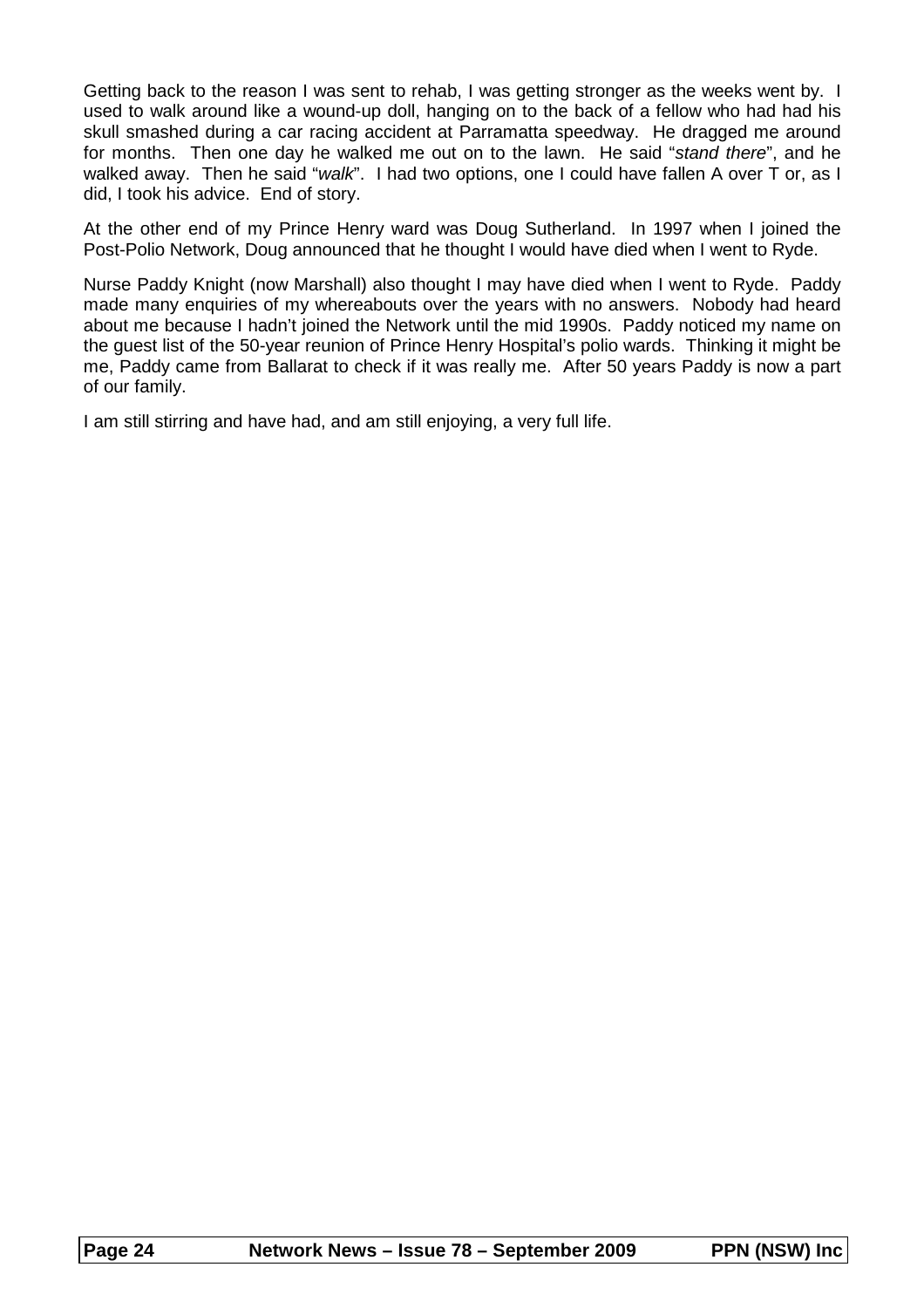Getting back to the reason I was sent to rehab, I was getting stronger as the weeks went by. I used to walk around like a wound-up doll, hanging on to the back of a fellow who had had his skull smashed during a car racing accident at Parramatta speedway. He dragged me around for months. Then one day he walked me out on to the lawn. He said "*stand there*", and he walked away. Then he said "*walk*". I had two options, one I could have fallen A over T or, as I did, I took his advice. End of story.

At the other end of my Prince Henry ward was Doug Sutherland. In 1997 when I joined the Post-Polio Network, Doug announced that he thought I would have died when I went to Ryde.

Nurse Paddy Knight (now Marshall) also thought I may have died when I went to Ryde. Paddy made many enquiries of my whereabouts over the years with no answers. Nobody had heard about me because I hadn't joined the Network until the mid 1990s. Paddy noticed my name on the guest list of the 50-year reunion of Prince Henry Hospital's polio wards. Thinking it might be me, Paddy came from Ballarat to check if it was really me. After 50 years Paddy is now a part of our family.

I am still stirring and have had, and am still enjoying, a very full life.